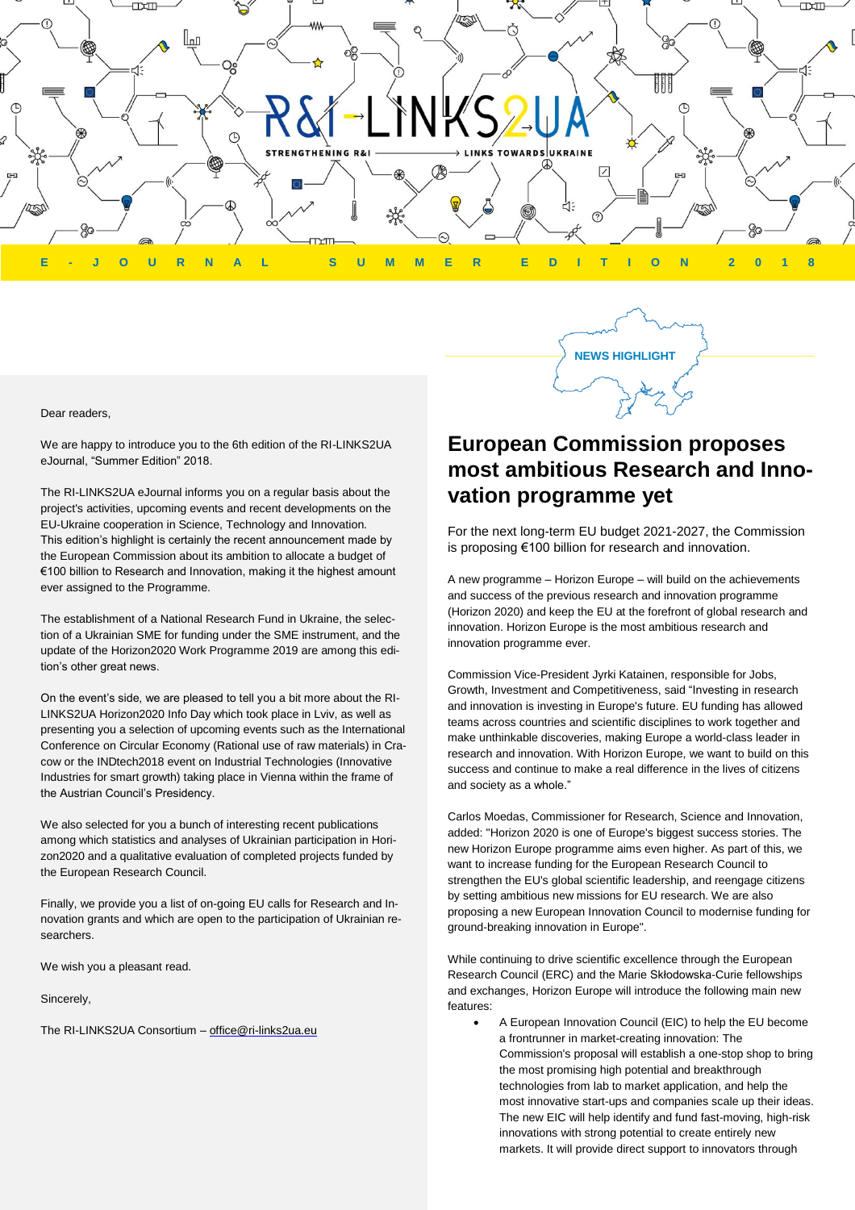# R&I-LINKS2UA

STRENGTHENING R&I → LINKS TOWARDS UKRAINE

E-JOURNAL SUMMER EDITION 2018

Dear readers,

We are happy to introduce you to the 6th edition of the RI-LINKS2UA eJournal, "Summer Edition" 2018.

The RI-LINKS2UA eJournal informs you on a regular basis about the project's activities, upcoming events and recent developments on the EU-Ukraine cooperation in Science, Technology and Innovation. This edition's highlight is certainly the recent announcement made by the European Commission about its ambition to allocate a budget of €100 billion to Research and Innovation, making it the highest amount ever assigned to the Programme.

The establishment of a National Research Fund in Ukraine, the selection of a Ukrainian SME for funding under the SME instrument, and the update of the Horizon2020 Work Programme 2019 are among this edition's other great news.

On the event's side, we are pleased to tell you a bit more about the RI-LINKS2UA Horizon2020 Info Day which took place in Lviv, as well as presenting you a selection of upcoming events such as the International Conference on Circular Economy (Rational use of raw materials) in Cracow or the INDtech2018 event on Industrial Technologies (Innovative Industries for smart growth) taking place in Vienna within the frame of the Austrian Council's Presidency.

We also selected for you a bunch of interesting recent publications among which statistics and analyses of Ukrainian participation in Horizon2020 and a qualitative evaluation of completed projects funded by the European Research Council.

Finally, we provide you a list of on-going EU calls for Research and Innovation grants and which are open to the participation of Ukrainian researchers.

We wish you a pleasant read.

Sincerely,

The RI-LINKS2UA Consortium – office@ri-links2ua.eu

NEWS HIGHLIGHT

## European Commission proposes most ambitious Research and Innovation programme yet

For the next long-term EU budget 2021-2027, the Commission is proposing €100 billion for research and innovation.

A new programme – Horizon Europe – will build on the achievements and success of the previous research and innovation programme (Horizon 2020) and keep the EU at the forefront of global research and innovation. Horizon Europe is the most ambitious research and innovation programme ever.

Commission Vice-President Jyrki Katainen, responsible for Jobs, Growth, Investment and Competitiveness, said "Investing in research and innovation is investing in Europe's future. EU funding has allowed teams across countries and scientific disciplines to work together and make unthinkable discoveries, making Europe a world-class leader in research and innovation. With Horizon Europe, we want to build on this success and continue to make a real difference in the lives of citizens and society as a whole."

Carlos Moedas, Commissioner for Research, Science and Innovation, added: "Horizon 2020 is one of Europe's biggest success stories. The new Horizon Europe programme aims even higher. As part of this, we want to increase funding for the European Research Council to strengthen the EU's global scientific leadership, and reengage citizens by setting ambitious new missions for EU research. We are also proposing a new European Innovation Council to modernise funding for ground-breaking innovation in Europe".

While continuing to drive scientific excellence through the European Research Council (ERC) and the Marie Skłodowska-Curie fellowships and exchanges, Horizon Europe will introduce the following main new features:

- A European Innovation Council (EIC) to help the EU become a frontrunner in market-creating innovation: The Commission's proposal will establish a one-stop shop to bring the most promising high potential and breakthrough technologies from lab to market application, and help the most innovative start-ups and companies scale up their ideas. The new EIC will help identify and fund fast-moving, high-risk innovations with strong potential to create entirely new markets. It will provide direct support to innovators through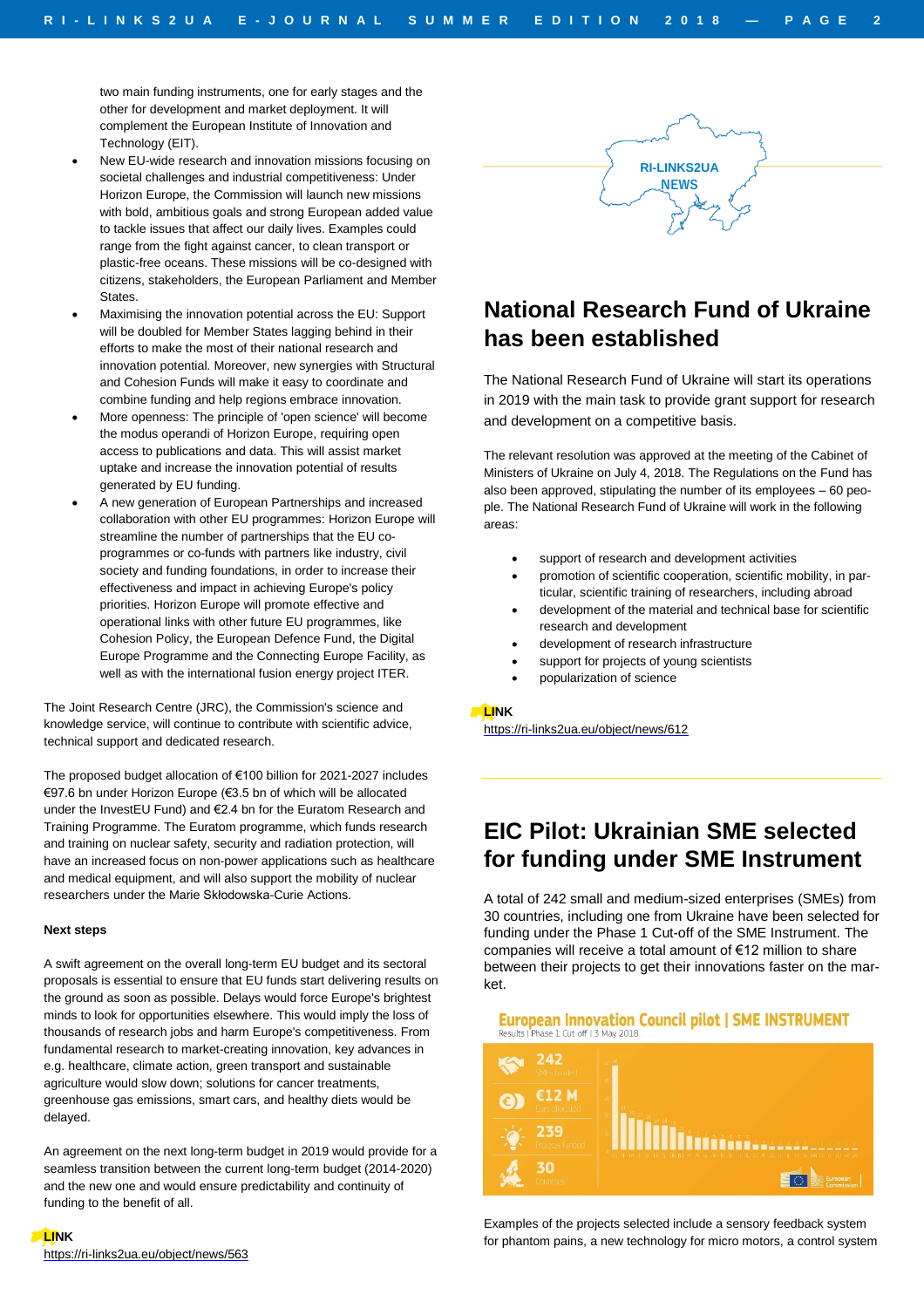two main funding instruments, one for early stages and the other for development and market deployment. It will complement the European Institute of Innovation and Technology (EIT).

- New EU-wide research and innovation missions focusing on societal challenges and industrial competitiveness: Under Horizon Europe, the Commission will launch new missions with bold, ambitious goals and strong European added value to tackle issues that affect our daily lives. Examples could range from the fight against cancer, to clean transport or plastic-free oceans. These missions will be co-designed with citizens, stakeholders, the European Parliament and Member States.
- Maximising the innovation potential across the EU: Support will be doubled for Member States lagging behind in their efforts to make the most of their national research and innovation potential. Moreover, new synergies with Structural and Cohesion Funds will make it easy to coordinate and combine funding and help regions embrace innovation.
- More openness: The principle of 'open science' will become the modus operandi of Horizon Europe, requiring open access to publications and data. This will assist market uptake and increase the innovation potential of results generated by EU funding.
- A new generation of European Partnerships and increased collaboration with other EU programmes: Horizon Europe will streamline the number of partnerships that the EU co-programmes or co-funds with partners like industry, civil society and funding foundations, in order to increase their effectiveness and impact in achieving Europe's policy priorities. Horizon Europe will promote effective and operational links with other future EU programmes, like Cohesion Policy, the European Defence Fund, the Digital Europe Programme and the Connecting Europe Facility, as well as with the international fusion energy project ITER.

The Joint Research Centre (JRC), the Commission's science and knowledge service, will continue to contribute with scientific advice, technical support and dedicated research.

The proposed budget allocation of €100 billion for 2021-2027 includes €97.6 bn under Horizon Europe (€3.5 bn of which will be allocated under the InvestEU Fund) and €2.4 bn for the Euratom Research and Training Programme. The Euratom programme, which funds research and training on nuclear safety, security and radiation protection, will have an increased focus on non-power applications such as healthcare and medical equipment, and will also support the mobility of nuclear researchers under the Marie Skłodowska-Curie Actions.

**Next steps**

A swift agreement on the overall long-term EU budget and its sectoral proposals is essential to ensure that EU funds start delivering results on the ground as soon as possible. Delays would force Europe's brightest minds to look for opportunities elsewhere. This would imply the loss of thousands of research jobs and harm Europe's competitiveness. From fundamental research to market-creating innovation, key advances in e.g. healthcare, climate action, green transport and sustainable agriculture would slow down; solutions for cancer treatments, greenhouse gas emissions, smart cars, and healthy diets would be delayed.

An agreement on the next long-term budget in 2019 would provide for a seamless transition between the current long-term budget (2014-2020) and the new one and would ensure predictability and continuity of funding to the benefit of all.

**LINK**
https://ri-links2ua.eu/object/news/563

RI-LINKS2UA NEWS

## National Research Fund of Ukraine has been established

The National Research Fund of Ukraine will start its operations in 2019 with the main task to provide grant support for research and development on a competitive basis.

The relevant resolution was approved at the meeting of the Cabinet of Ministers of Ukraine on July 4, 2018. The Regulations on the Fund has also been approved, stipulating the number of its employees – 60 people. The National Research Fund of Ukraine will work in the following areas:

- support of research and development activities
- promotion of scientific cooperation, scientific mobility, in particular, scientific training of researchers, including abroad
- development of the material and technical base for scientific research and development
- development of research infrastructure
- support for projects of young scientists
- popularization of science

**LINK**
https://ri-links2ua.eu/object/news/612

## EIC Pilot: Ukrainian SME selected for funding under SME Instrument

A total of 242 small and medium-sized enterprises (SMEs) from 30 countries, including one from Ukraine have been selected for funding under the Phase 1 Cut-off of the SME Instrument. The companies will receive a total amount of €12 million to share between their projects to get their innovations faster on the market.

European Innovation Council pilot | SME INSTRUMENT
Results | Phase 1 Cut-off | 3 May 2018

242 SMEs funded
€12 M Euro allocated
239 Projects funded
30 Countries

Examples of the projects selected include a sensory feedback system for phantom pains, a new technology for micro motors, a control system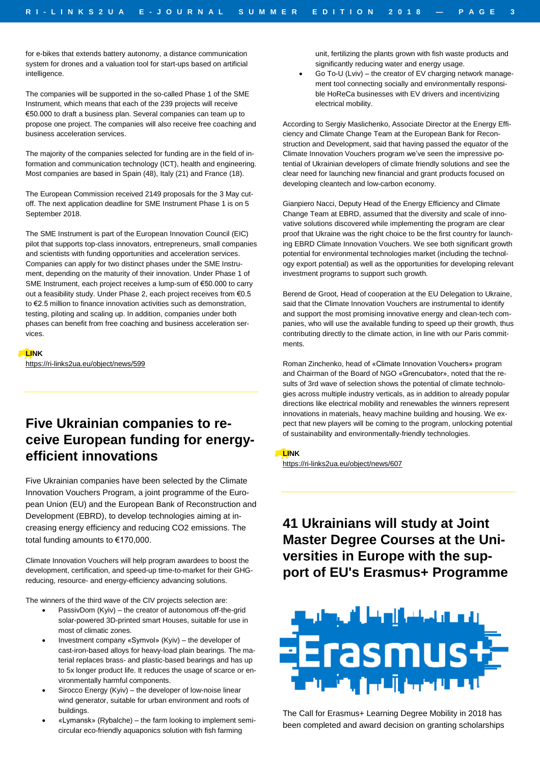for e-bikes that extends battery autonomy, a distance communication system for drones and a valuation tool for start-ups based on artificial intelligence.

The companies will be supported in the so-called Phase 1 of the SME Instrument, which means that each of the 239 projects will receive €50.000 to draft a business plan. Several companies can team up to propose one project. The companies will also receive free coaching and business acceleration services.

The majority of the companies selected for funding are in the field of information and communication technology (ICT), health and engineering. Most companies are based in Spain (48), Italy (21) and France (18).

The European Commission received 2149 proposals for the 3 May cut-off. The next application deadline for SME Instrument Phase 1 is on 5 September 2018.

The SME Instrument is part of the European Innovation Council (EIC) pilot that supports top-class innovators, entrepreneurs, small companies and scientists with funding opportunities and acceleration services. Companies can apply for two distinct phases under the SME Instrument, depending on the maturity of their innovation. Under Phase 1 of SME Instrument, each project receives a lump-sum of €50.000 to carry out a feasibility study. Under Phase 2, each project receives from €0.5 to €2.5 million to finance innovation activities such as demonstration, testing, piloting and scaling up. In addition, companies under both phases can benefit from free coaching and business acceleration services.

**LINK**
https://ri-links2ua.eu/object/news/599

## Five Ukrainian companies to receive European funding for energy-efficient innovations

Five Ukrainian companies have been selected by the Climate Innovation Vouchers Program, a joint programme of the European Union (EU) and the European Bank of Reconstruction and Development (EBRD), to develop technologies aiming at increasing energy efficiency and reducing $CO_2$ emissions. The total funding amounts to €170,000.

Climate Innovation Vouchers will help program awardees to boost the development, certification, and speed-up time-to-market for their GHG-reducing, resource- and energy-efficiency advancing solutions.

The winners of the third wave of the CIV projects selection are:

- PassivDom (Kyiv) – the creator of autonomous off-the-grid solar-powered 3D-printed smart Houses, suitable for use in most of climatic zones.
- Investment company «Symvol» (Kyiv) – the developer of cast-iron-based alloys for heavy-load plain bearings. The material replaces brass- and plastic-based bearings and has up to 5x longer product life. It reduces the usage of scarce or environmentally harmful components.
- Sirocco Energy (Kyiv) – the developer of low-noise linear wind generator, suitable for urban environment and roofs of buildings.
- «Lymansk» (Rybalche) – the farm looking to implement semi-circular eco-friendly aquaponics solution with fish farming unit, fertilizing the plants grown with fish waste products and significantly reducing water and energy usage.
- Go To-U (Lviv) – the creator of EV charging network management tool connecting socially and environmentally responsible HoReCa businesses with EV drivers and incentivizing electrical mobility.

According to Sergiy Maslichenko, Associate Director at the Energy Efficiency and Climate Change Team at the European Bank for Reconstruction and Development, said that having passed the equator of the Climate Innovation Vouchers program we've seen the impressive potential of Ukrainian developers of climate friendly solutions and see the clear need for launching new financial and grant products focused on developing cleantech and low-carbon economy.

Gianpiero Nacci, Deputy Head of the Energy Efficiency and Climate Change Team at EBRD, assumed that the diversity and scale of innovative solutions discovered while implementing the program are clear proof that Ukraine was the right choice to be the first country for launching EBRD Climate Innovation Vouchers. We see both significant growth potential for environmental technologies market (including the technology export potential) as well as the opportunities for developing relevant investment programs to support such growth.

Berend de Groot, Head of cooperation at the EU Delegation to Ukraine, said that the Climate Innovation Vouchers are instrumental to identify and support the most promising innovative energy and clean-tech companies, who will use the available funding to speed up their growth, thus contributing directly to the climate action, in line with our Paris commitments.

Roman Zinchenko, head of «Climate Innovation Vouchers» program and Chairman of the Board of NGO «Grencubator», noted that the results of 3rd wave of selection shows the potential of climate technologies across multiple industry verticals, as in addition to already popular directions like electrical mobility and renewables the winners represent innovations in materials, heavy machine building and housing. We expect that new players will be coming to the program, unlocking potential of sustainability and environmentally-friendly technologies.

**LINK**
https://ri-links2ua.eu/object/news/607

## 41 Ukrainians will study at Joint Master Degree Courses at the Universities in Europe with the support of EU's Erasmus+ Programme

The Call for Erasmus+ Learning Degree Mobility in 2018 has been completed and award decision on granting scholarships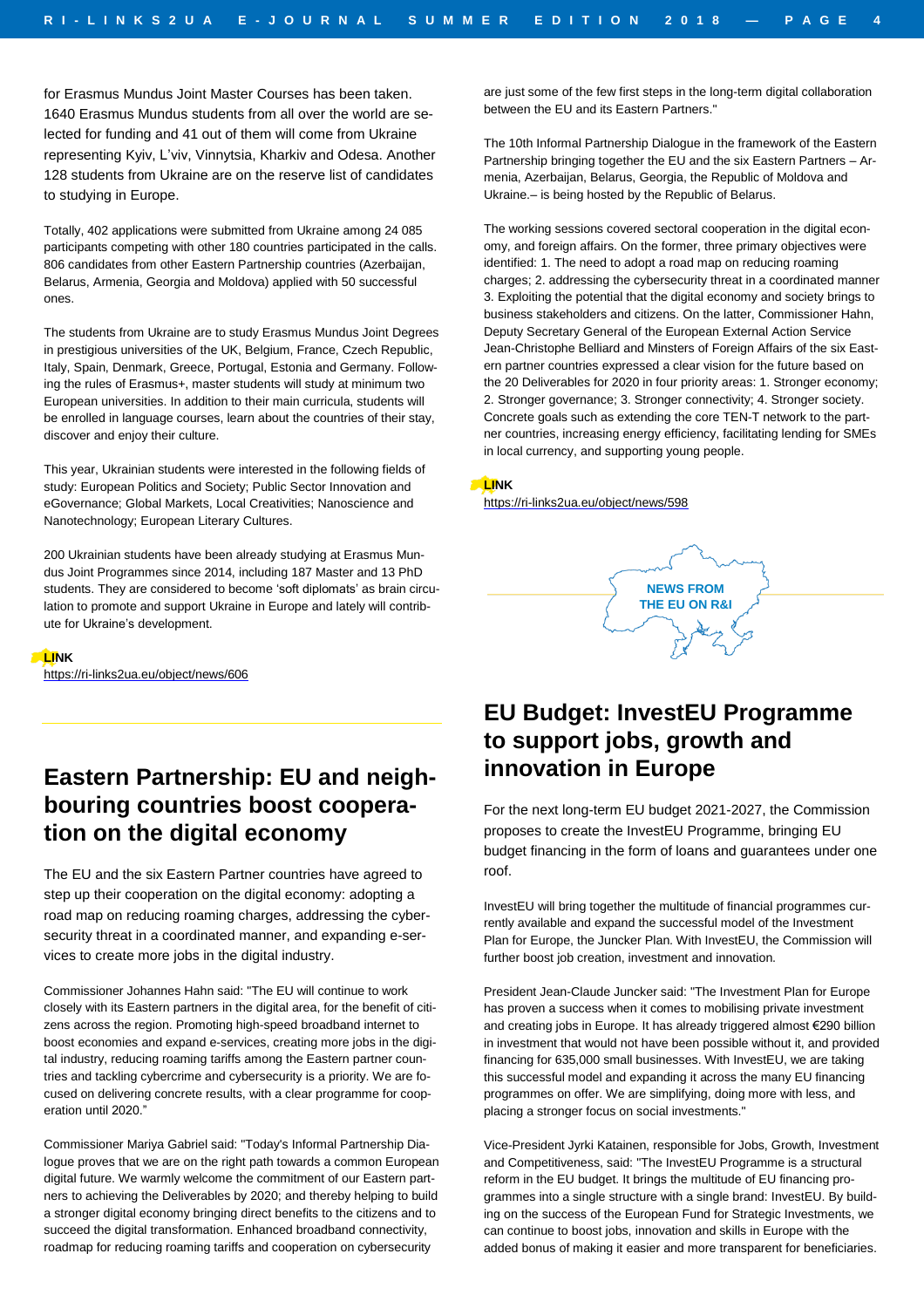for Erasmus Mundus Joint Master Courses has been taken. 1640 Erasmus Mundus students from all over the world are selected for funding and 41 out of them will come from Ukraine representing Kyiv, L'viv, Vinnytsia, Kharkiv and Odesa. Another 128 students from Ukraine are on the reserve list of candidates to studying in Europe.

Totally, 402 applications were submitted from Ukraine among 24 085 participants competing with other 180 countries participated in the calls. 806 candidates from other Eastern Partnership countries (Azerbaijan, Belarus, Armenia, Georgia and Moldova) applied with 50 successful ones.

The students from Ukraine are to study Erasmus Mundus Joint Degrees in prestigious universities of the UK, Belgium, France, Czech Republic, Italy, Spain, Denmark, Greece, Portugal, Estonia and Germany. Following the rules of Erasmus+, master students will study at minimum two European universities. In addition to their main curricula, students will be enrolled in language courses, learn about the countries of their stay, discover and enjoy their culture.

This year, Ukrainian students were interested in the following fields of study: European Politics and Society; Public Sector Innovation and eGovernance; Global Markets, Local Creativities; Nanoscience and Nanotechnology; European Literary Cultures.

200 Ukrainian students have been already studying at Erasmus Mundus Joint Programmes since 2014, including 187 Master and 13 PhD students. They are considered to become 'soft diplomats' as brain circulation to promote and support Ukraine in Europe and lately will contribute for Ukraine's development.

**LINK**
https://ri-links2ua.eu/object/news/606

## Eastern Partnership: EU and neighbouring countries boost cooperation on the digital economy

The EU and the six Eastern Partner countries have agreed to step up their cooperation on the digital economy: adopting a road map on reducing roaming charges, addressing the cybersecurity threat in a coordinated manner, and expanding e-services to create more jobs in the digital industry.

Commissioner Johannes Hahn said: "The EU will continue to work closely with its Eastern partners in the digital area, for the benefit of citizens across the region. Promoting high-speed broadband internet to boost economies and expand e-services, creating more jobs in the digital industry, reducing roaming tariffs among the Eastern partner countries and tackling cybercrime and cybersecurity is a priority. We are focused on delivering concrete results, with a clear programme for cooperation until 2020."

Commissioner Mariya Gabriel said: "Today's Informal Partnership Dialogue proves that we are on the right path towards a common European digital future. We warmly welcome the commitment of our Eastern partners to achieving the Deliverables by 2020; and thereby helping to build a stronger digital economy bringing direct benefits to the citizens and to succeed the digital transformation. Enhanced broadband connectivity, roadmap for reducing roaming tariffs and cooperation on cybersecurity are just some of the few first steps in the long-term digital collaboration between the EU and its Eastern Partners."

The 10th Informal Partnership Dialogue in the framework of the Eastern Partnership bringing together the EU and the six Eastern Partners – Armenia, Azerbaijan, Belarus, Georgia, the Republic of Moldova and Ukraine.– is being hosted by the Republic of Belarus.

The working sessions covered sectoral cooperation in the digital economy, and foreign affairs. On the former, three primary objectives were identified: 1. The need to adopt a road map on reducing roaming charges; 2. addressing the cybersecurity threat in a coordinated manner 3. Exploiting the potential that the digital economy and society brings to business stakeholders and citizens. On the latter, Commissioner Hahn, Deputy Secretary General of the European External Action Service Jean-Christophe Belliard and Minsters of Foreign Affairs of the six Eastern partner countries expressed a clear vision for the future based on the 20 Deliverables for 2020 in four priority areas: 1. Stronger economy; 2. Stronger governance; 3. Stronger connectivity; 4. Stronger society. Concrete goals such as extending the core TEN-T network to the partner countries, increasing energy efficiency, facilitating lending for SMEs in local currency, and supporting young people.

**LINK**
https://ri-links2ua.eu/object/news/598

NEWS FROM THE EU ON R&I

## EU Budget: InvestEU Programme to support jobs, growth and innovation in Europe

For the next long-term EU budget 2021-2027, the Commission proposes to create the InvestEU Programme, bringing EU budget financing in the form of loans and guarantees under one roof.

InvestEU will bring together the multitude of financial programmes currently available and expand the successful model of the Investment Plan for Europe, the Juncker Plan. With InvestEU, the Commission will further boost job creation, investment and innovation.

President Jean-Claude Juncker said: "The Investment Plan for Europe has proven a success when it comes to mobilising private investment and creating jobs in Europe. It has already triggered almost €290 billion in investment that would not have been possible without it, and provided financing for 635,000 small businesses. With InvestEU, we are taking this successful model and expanding it across the many EU financing programmes on offer. We are simplifying, doing more with less, and placing a stronger focus on social investments."

Vice-President Jyrki Katainen, responsible for Jobs, Growth, Investment and Competitiveness, said: "The InvestEU Programme is a structural reform in the EU budget. It brings the multitude of EU financing programmes into a single structure with a single brand: InvestEU. By building on the success of the European Fund for Strategic Investments, we can continue to boost jobs, innovation and skills in Europe with the added bonus of making it easier and more transparent for beneficiaries.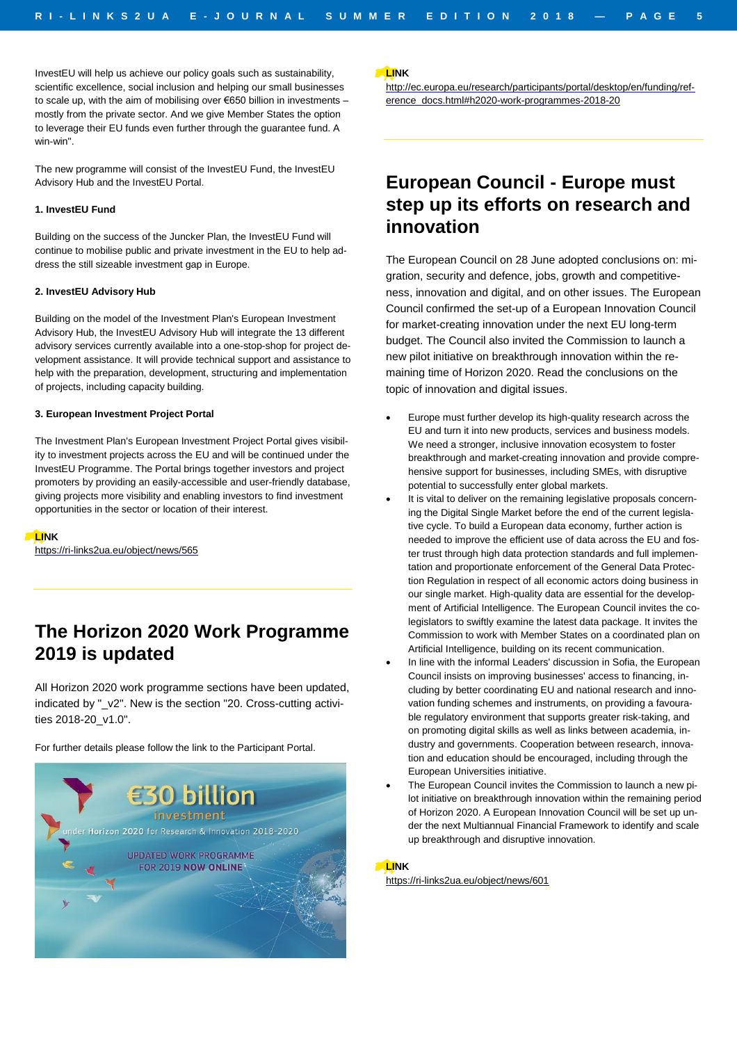InvestEU will help us achieve our policy goals such as sustainability, scientific excellence, social inclusion and helping our small businesses to scale up, with the aim of mobilising over €650 billion in investments – mostly from the private sector. And we give Member States the option to leverage their EU funds even further through the guarantee fund. A win-win".

The new programme will consist of the InvestEU Fund, the InvestEU Advisory Hub and the InvestEU Portal.

**1. InvestEU Fund**

Building on the success of the Juncker Plan, the InvestEU Fund will continue to mobilise public and private investment in the EU to help address the still sizeable investment gap in Europe.

**2. InvestEU Advisory Hub**

Building on the model of the Investment Plan's European Investment Advisory Hub, the InvestEU Advisory Hub will integrate the 13 different advisory services currently available into a one-stop-shop for project development assistance. It will provide technical support and assistance to help with the preparation, development, structuring and implementation of projects, including capacity building.

**3. European Investment Project Portal**

The Investment Plan's European Investment Project Portal gives visibility to investment projects across the EU and will be continued under the InvestEU Programme. The Portal brings together investors and project promoters by providing an easily-accessible and user-friendly database, giving projects more visibility and enabling investors to find investment opportunities in the sector or location of their interest.

**LINK**
https://ri-links2ua.eu/object/news/565

## The Horizon 2020 Work Programme 2019 is updated

All Horizon 2020 work programme sections have been updated, indicated by "_v2". New is the section "20. Cross-cutting activities 2018-20_v1.0".

For further details please follow the link to the Participant Portal.

**LINK**
http://ec.europa.eu/research/participants/portal/desktop/en/funding/reference_docs.html#h2020-work-programmes-2018-20

## European Council - Europe must step up its efforts on research and innovation

The European Council on 28 June adopted conclusions on: migration, security and defence, jobs, growth and competitiveness, innovation and digital, and on other issues. The European Council confirmed the set-up of a European Innovation Council for market-creating innovation under the next EU long-term budget. The Council also invited the Commission to launch a new pilot initiative on breakthrough innovation within the remaining time of Horizon 2020. Read the conclusions on the topic of innovation and digital issues.

- Europe must further develop its high-quality research across the EU and turn it into new products, services and business models. We need a stronger, inclusive innovation ecosystem to foster breakthrough and market-creating innovation and provide comprehensive support for businesses, including SMEs, with disruptive potential to successfully enter global markets.
- It is vital to deliver on the remaining legislative proposals concerning the Digital Single Market before the end of the current legislative cycle. To build a European data economy, further action is needed to improve the efficient use of data across the EU and foster trust through high data protection standards and full implementation and proportionate enforcement of the General Data Protection Regulation in respect of all economic actors doing business in our single market. High-quality data are essential for the development of Artificial Intelligence. The European Council invites the co-legislators to swiftly examine the latest data package. It invites the Commission to work with Member States on a coordinated plan on Artificial Intelligence, building on its recent communication.
- In line with the informal Leaders' discussion in Sofia, the European Council insists on improving businesses' access to financing, including by better coordinating EU and national research and innovation funding schemes and instruments, on providing a favourable regulatory environment that supports greater risk-taking, and on promoting digital skills as well as links between academia, industry and governments. Cooperation between research, innovation and education should be encouraged, including through the European Universities initiative.
- The European Council invites the Commission to launch a new pilot initiative on breakthrough innovation within the remaining period of Horizon 2020. A European Innovation Council will be set up under the next Multiannual Financial Framework to identify and scale up breakthrough and disruptive innovation.

**LINK**
https://ri-links2ua.eu/object/news/601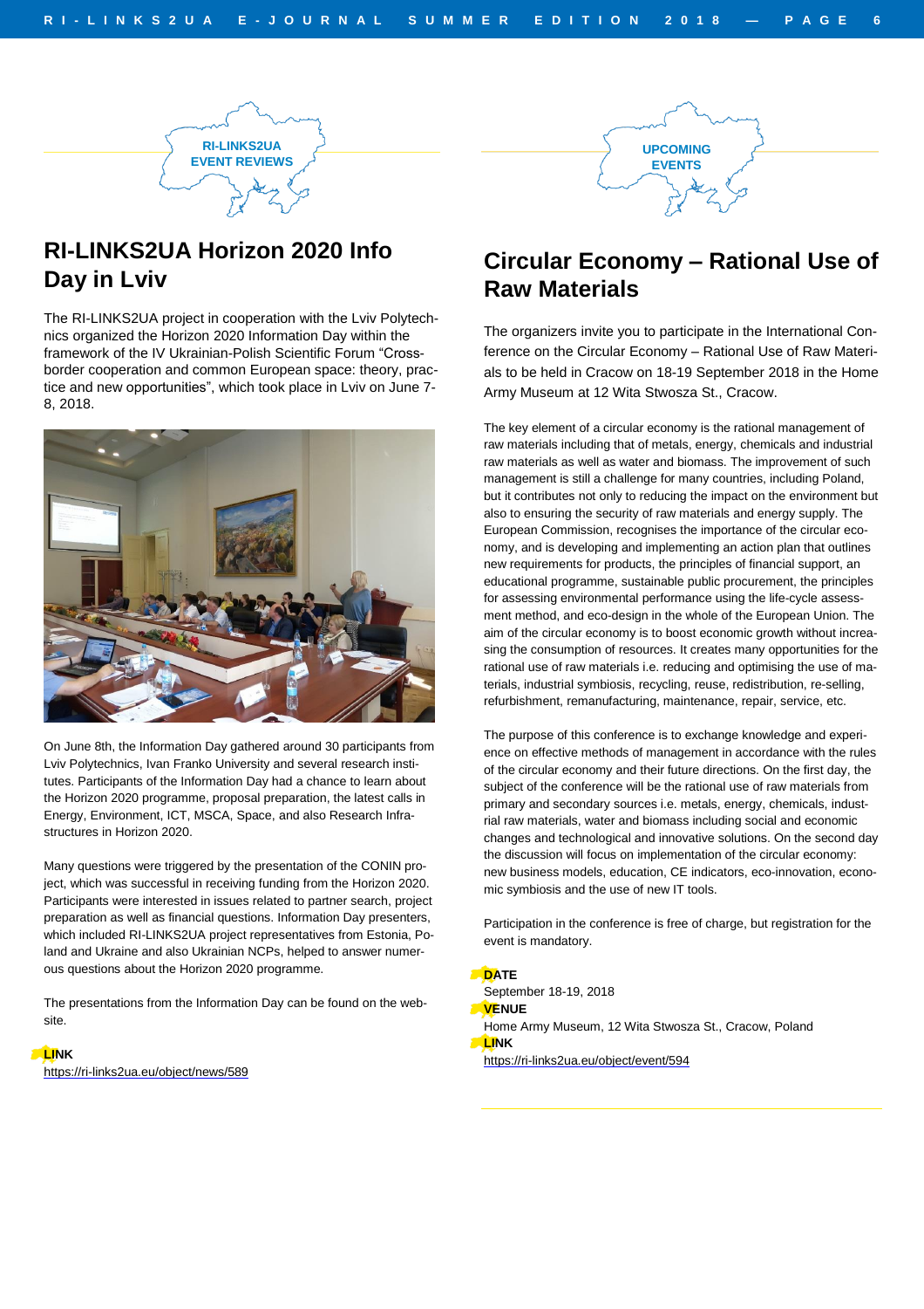## RI-LINKS2UA EVENT REVIEWS

# RI-LINKS2UA Horizon 2020 Info Day in Lviv

The RI-LINKS2UA project in cooperation with the Lviv Polytechnics organized the Horizon 2020 Information Day within the framework of the IV Ukrainian-Polish Scientific Forum "Cross-border cooperation and common European space: theory, practice and new opportunities", which took place in Lviv on June 7-8, 2018.

On June 8th, the Information Day gathered around 30 participants from Lviv Polytechnics, Ivan Franko University and several research institutes. Participants of the Information Day had a chance to learn about the Horizon 2020 programme, proposal preparation, the latest calls in Energy, Environment, ICT, MSCA, Space, and also Research Infrastructures in Horizon 2020.

Many questions were triggered by the presentation of the CONIN project, which was successful in receiving funding from the Horizon 2020. Participants were interested in issues related to partner search, project preparation as well as financial questions. Information Day presenters, which included RI-LINKS2UA project representatives from Estonia, Poland and Ukraine and also Ukrainian NCPs, helped to answer numerous questions about the Horizon 2020 programme.

The presentations from the Information Day can be found on the website.

**LINK**
https://ri-links2ua.eu/object/news/589

## UPCOMING EVENTS

# Circular Economy – Rational Use of Raw Materials

The organizers invite you to participate in the International Conference on the Circular Economy – Rational Use of Raw Materials to be held in Cracow on 18-19 September 2018 in the Home Army Museum at 12 Wita Stwosza St., Cracow.

The key element of a circular economy is the rational management of raw materials including that of metals, energy, chemicals and industrial raw materials as well as water and biomass. The improvement of such management is still a challenge for many countries, including Poland, but it contributes not only to reducing the impact on the environment but also to ensuring the security of raw materials and energy supply. The European Commission, recognises the importance of the circular economy, and is developing and implementing an action plan that outlines new requirements for products, the principles of financial support, an educational programme, sustainable public procurement, the principles for assessing environmental performance using the life-cycle assessment method, and eco-design in the whole of the European Union. The aim of the circular economy is to boost economic growth without increasing the consumption of resources. It creates many opportunities for the rational use of raw materials i.e. reducing and optimising the use of materials, industrial symbiosis, recycling, reuse, redistribution, re-selling, refurbishment, remanufacturing, maintenance, repair, service, etc.

The purpose of this conference is to exchange knowledge and experience on effective methods of management in accordance with the rules of the circular economy and their future directions. On the first day, the subject of the conference will be the rational use of raw materials from primary and secondary sources i.e. metals, energy, chemicals, industrial raw materials, water and biomass including social and economic changes and technological and innovative solutions. On the second day the discussion will focus on implementation of the circular economy: new business models, education, CE indicators, eco-innovation, economic symbiosis and the use of new IT tools.

Participation in the conference is free of charge, but registration for the event is mandatory.

**DATE**
September 18-19, 2018

**VENUE**
Home Army Museum, 12 Wita Stwosza St., Cracow, Poland

**LINK**
https://ri-links2ua.eu/object/event/594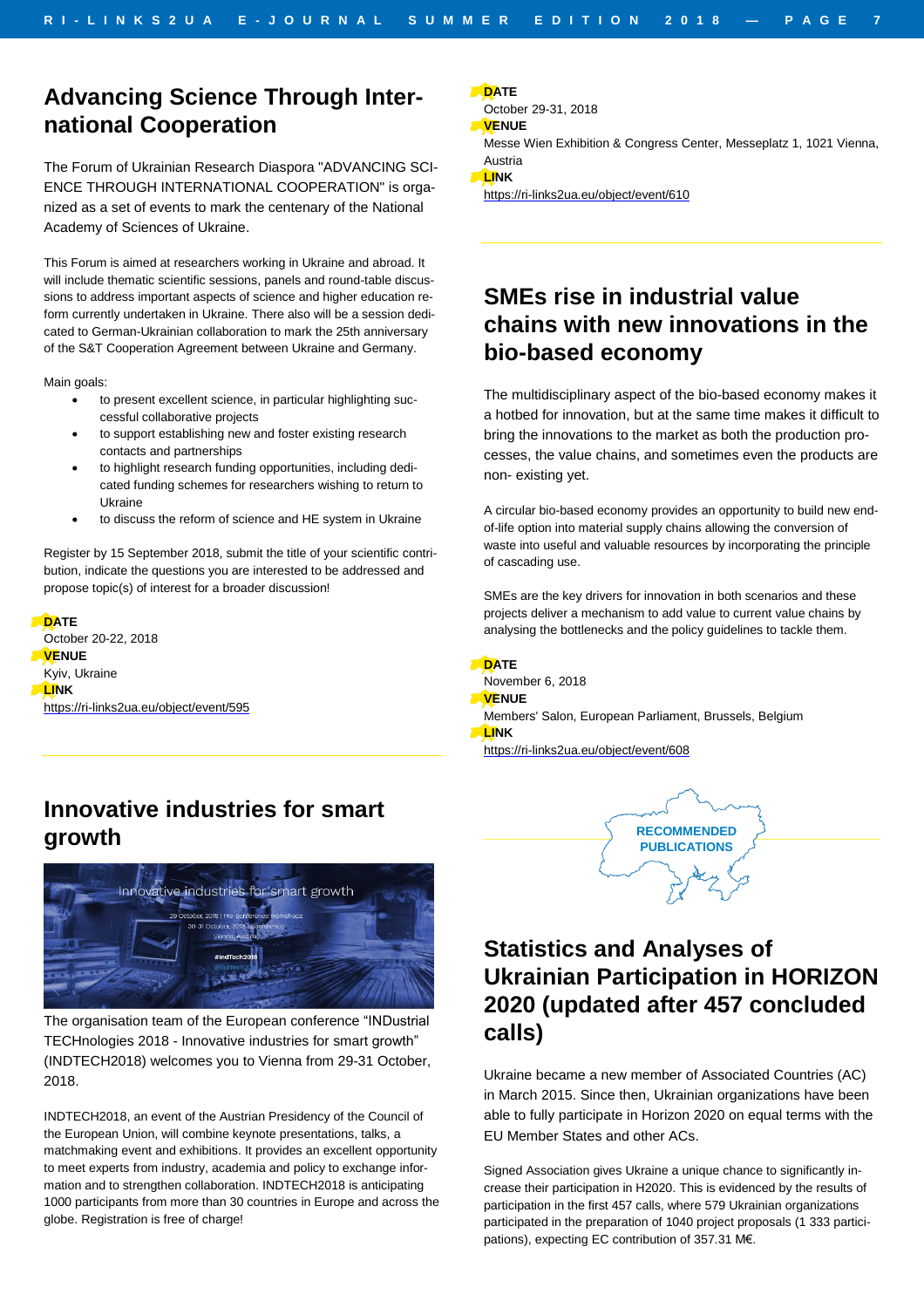## Advancing Science Through International Cooperation

The Forum of Ukrainian Research Diaspora "ADVANCING SCIENCE THROUGH INTERNATIONAL COOPERATION" is organized as a set of events to mark the centenary of the National Academy of Sciences of Ukraine.

This Forum is aimed at researchers working in Ukraine and abroad. It will include thematic scientific sessions, panels and round-table discussions to address important aspects of science and higher education reform currently undertaken in Ukraine. There also will be a session dedicated to German-Ukrainian collaboration to mark the 25th anniversary of the S&T Cooperation Agreement between Ukraine and Germany.

Main goals:

- to present excellent science, in particular highlighting successful collaborative projects
- to support establishing new and foster existing research contacts and partnerships
- to highlight research funding opportunities, including dedicated funding schemes for researchers wishing to return to Ukraine
- to discuss the reform of science and HE system in Ukraine

Register by 15 September 2018, submit the title of your scientific contribution, indicate the questions you are interested to be addressed and propose topic(s) of interest for a broader discussion!

**DATE**
October 20-22, 2018
**VENUE**
Kyiv, Ukraine
**LINK**
https://ri-links2ua.eu/object/event/595

## Innovative industries for smart growth

The organisation team of the European conference "INDustrial TECHnologies 2018 - Innovative industries for smart growth" (INDTECH2018) welcomes you to Vienna from 29-31 October, 2018.

INDTECH2018, an event of the Austrian Presidency of the Council of the European Union, will combine keynote presentations, talks, a matchmaking event and exhibitions. It provides an excellent opportunity to meet experts from industry, academia and policy to exchange information and to strengthen collaboration. INDTECH2018 is anticipating 1000 participants from more than 30 countries in Europe and across the globe. Registration is free of charge!

**DATE**
October 29-31, 2018
**VENUE**
Messe Wien Exhibition & Congress Center, Messeplatz 1, 1021 Vienna, Austria
**LINK**
https://ri-links2ua.eu/object/event/610

## SMEs rise in industrial value chains with new innovations in the bio-based economy

The multidisciplinary aspect of the bio-based economy makes it a hotbed for innovation, but at the same time makes it difficult to bring the innovations to the market as both the production processes, the value chains, and sometimes even the products are non- existing yet.

A circular bio-based economy provides an opportunity to build new end-of-life option into material supply chains allowing the conversion of waste into useful and valuable resources by incorporating the principle of cascading use.

SMEs are the key drivers for innovation in both scenarios and these projects deliver a mechanism to add value to current value chains by analysing the bottlenecks and the policy guidelines to tackle them.

**DATE**
November 6, 2018
**VENUE**
Members' Salon, European Parliament, Brussels, Belgium
**LINK**
https://ri-links2ua.eu/object/event/608

RECOMMENDED PUBLICATIONS

## Statistics and Analyses of Ukrainian Participation in HORIZON 2020 (updated after 457 concluded calls)

Ukraine became a new member of Associated Countries (AC) in March 2015. Since then, Ukrainian organizations have been able to fully participate in Horizon 2020 on equal terms with the EU Member States and other ACs.

Signed Association gives Ukraine a unique chance to significantly increase their participation in H2020. This is evidenced by the results of participation in the first 457 calls, where 579 Ukrainian organizations participated in the preparation of 1040 project proposals (1 333 participations), expecting EC contribution of 357.31 M€.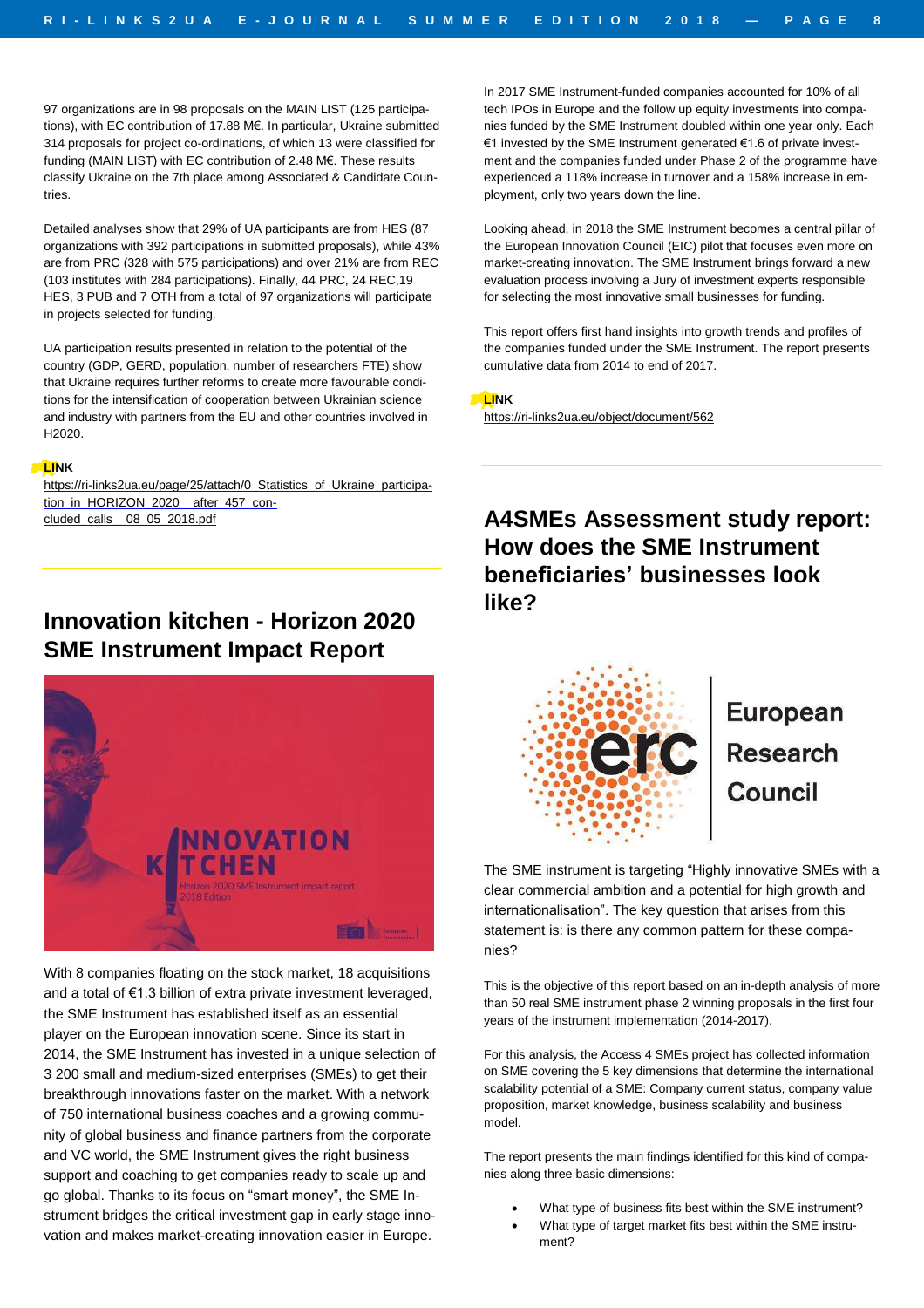97 organizations are in 98 proposals on the MAIN LIST (125 participations), with EC contribution of 17.88 M€. In particular, Ukraine submitted 314 proposals for project co-ordinations, of which 13 were classified for funding (MAIN LIST) with EC contribution of 2.48 M€. These results classify Ukraine on the 7th place among Associated & Candidate Countries.

Detailed analyses show that 29% of UA participants are from HES (87 organizations with 392 participations in submitted proposals), while 43% are from PRC (328 with 575 participations) and over 21% are from REC (103 institutes with 284 participations). Finally, 44 PRC, 24 REC,19 HES, 3 PUB and 7 OTH from a total of 97 organizations will participate in projects selected for funding.

UA participation results presented in relation to the potential of the country (GDP, GERD, population, number of researchers FTE) show that Ukraine requires further reforms to create more favourable conditions for the intensification of cooperation between Ukrainian science and industry with partners from the EU and other countries involved in H2020.

**LINK**
https://ri-links2ua.eu/page/25/attach/0_Statistics_of_Ukraine_participation_in_HORIZON_2020__after_457_concluded_calls__08_05_2018.pdf

## Innovation kitchen - Horizon 2020 SME Instrument Impact Report

With 8 companies floating on the stock market, 18 acquisitions and a total of €1.3 billion of extra private investment leveraged, the SME Instrument has established itself as an essential player on the European innovation scene. Since its start in 2014, the SME Instrument has invested in a unique selection of 3 200 small and medium-sized enterprises (SMEs) to get their breakthrough innovations faster on the market. With a network of 750 international business coaches and a growing community of global business and finance partners from the corporate and VC world, the SME Instrument gives the right business support and coaching to get companies ready to scale up and go global. Thanks to its focus on "smart money", the SME Instrument bridges the critical investment gap in early stage innovation and makes market-creating innovation easier in Europe.

In 2017 SME Instrument-funded companies accounted for 10% of all tech IPOs in Europe and the follow up equity investments into companies funded by the SME Instrument doubled within one year only. Each €1 invested by the SME Instrument generated €1.6 of private investment and the companies funded under Phase 2 of the programme have experienced a 118% increase in turnover and a 158% increase in employment, only two years down the line.

Looking ahead, in 2018 the SME Instrument becomes a central pillar of the European Innovation Council (EIC) pilot that focuses even more on market-creating innovation. The SME Instrument brings forward a new evaluation process involving a Jury of investment experts responsible for selecting the most innovative small businesses for funding.

This report offers first hand insights into growth trends and profiles of the companies funded under the SME Instrument. The report presents cumulative data from 2014 to end of 2017.

**LINK**
https://ri-links2ua.eu/object/document/562

## A4SMEs Assessment study report: How does the SME Instrument beneficiaries' businesses look like?

The SME instrument is targeting "Highly innovative SMEs with a clear commercial ambition and a potential for high growth and internationalisation". The key question that arises from this statement is: is there any common pattern for these companies?

This is the objective of this report based on an in-depth analysis of more than 50 real SME instrument phase 2 winning proposals in the first four years of the instrument implementation (2014-2017).

For this analysis, the Access 4 SMEs project has collected information on SME covering the 5 key dimensions that determine the international scalability potential of a SME: Company current status, company value proposition, market knowledge, business scalability and business model.

The report presents the main findings identified for this kind of companies along three basic dimensions:

- What type of business fits best within the SME instrument?
- What type of target market fits best within the SME instrument?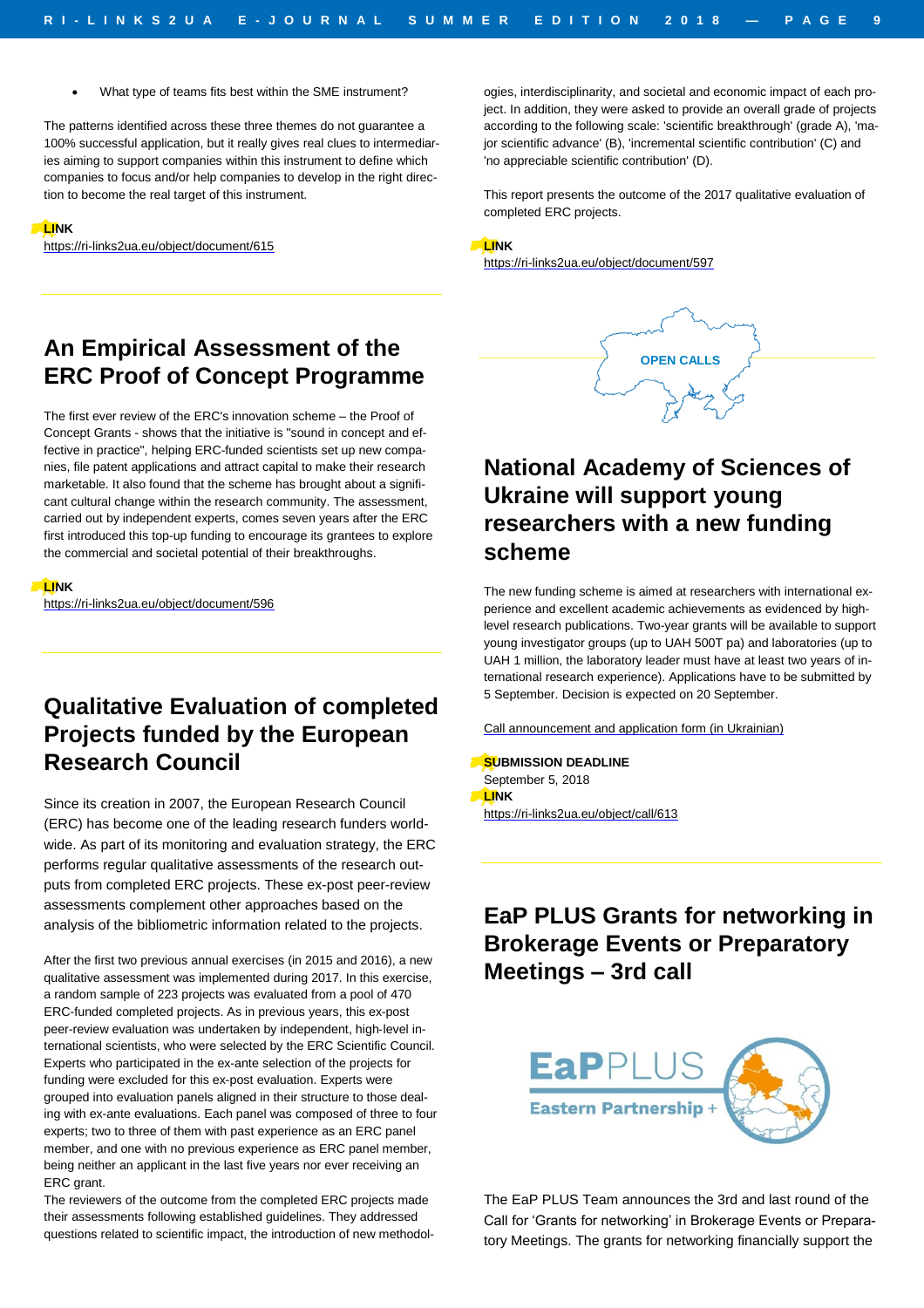- What type of teams fits best within the SME instrument?

The patterns identified across these three themes do not guarantee a 100% successful application, but it really gives real clues to intermediaries aiming to support companies within this instrument to define which companies to focus and/or help companies to develop in the right direction to become the real target of this instrument.

**LINK**
https://ri-links2ua.eu/object/document/615

## An Empirical Assessment of the ERC Proof of Concept Programme

The first ever review of the ERC's innovation scheme – the Proof of Concept Grants - shows that the initiative is "sound in concept and effective in practice", helping ERC-funded scientists set up new companies, file patent applications and attract capital to make their research marketable. It also found that the scheme has brought about a significant cultural change within the research community. The assessment, carried out by independent experts, comes seven years after the ERC first introduced this top-up funding to encourage its grantees to explore the commercial and societal potential of their breakthroughs.

**LINK**
https://ri-links2ua.eu/object/document/596

## Qualitative Evaluation of completed Projects funded by the European Research Council

Since its creation in 2007, the European Research Council (ERC) has become one of the leading research funders worldwide. As part of its monitoring and evaluation strategy, the ERC performs regular qualitative assessments of the research outputs from completed ERC projects. These ex-post peer-review assessments complement other approaches based on the analysis of the bibliometric information related to the projects.

After the first two previous annual exercises (in 2015 and 2016), a new qualitative assessment was implemented during 2017. In this exercise, a random sample of 223 projects was evaluated from a pool of 470 ERC-funded completed projects. As in previous years, this ex-post peer-review evaluation was undertaken by independent, high-level international scientists, who were selected by the ERC Scientific Council. Experts who participated in the ex-ante selection of the projects for funding were excluded for this ex-post evaluation. Experts were grouped into evaluation panels aligned in their structure to those dealing with ex-ante evaluations. Each panel was composed of three to four experts; two to three of them with past experience as an ERC panel member, and one with no previous experience as ERC panel member, being neither an applicant in the last five years nor ever receiving an ERC grant.
The reviewers of the outcome from the completed ERC projects made their assessments following established guidelines. They addressed questions related to scientific impact, the introduction of new methodologies, interdisciplinarity, and societal and economic impact of each project. In addition, they were asked to provide an overall grade of projects according to the following scale: 'scientific breakthrough' (grade A), 'major scientific advance' (B), 'incremental scientific contribution' (C) and 'no appreciable scientific contribution' (D).

This report presents the outcome of the 2017 qualitative evaluation of completed ERC projects.

**LINK**
https://ri-links2ua.eu/object/document/597

OPEN CALLS

## National Academy of Sciences of Ukraine will support young researchers with a new funding scheme

The new funding scheme is aimed at researchers with international experience and excellent academic achievements as evidenced by high-level research publications. Two-year grants will be available to support young investigator groups (up to UAH 500T pa) and laboratories (up to UAH 1 million, the laboratory leader must have at least two years of international research experience). Applications have to be submitted by 5 September. Decision is expected on 20 September.

Call announcement and application form (in Ukrainian)

**SUBMISSION DEADLINE**
September 5, 2018
**LINK**
https://ri-links2ua.eu/object/call/613

## EaP PLUS Grants for networking in Brokerage Events or Preparatory Meetings – 3rd call

EaPPLUS
Eastern Partnership +

The EaP PLUS Team announces the 3rd and last round of the Call for 'Grants for networking' in Brokerage Events or Preparatory Meetings. The grants for networking financially support the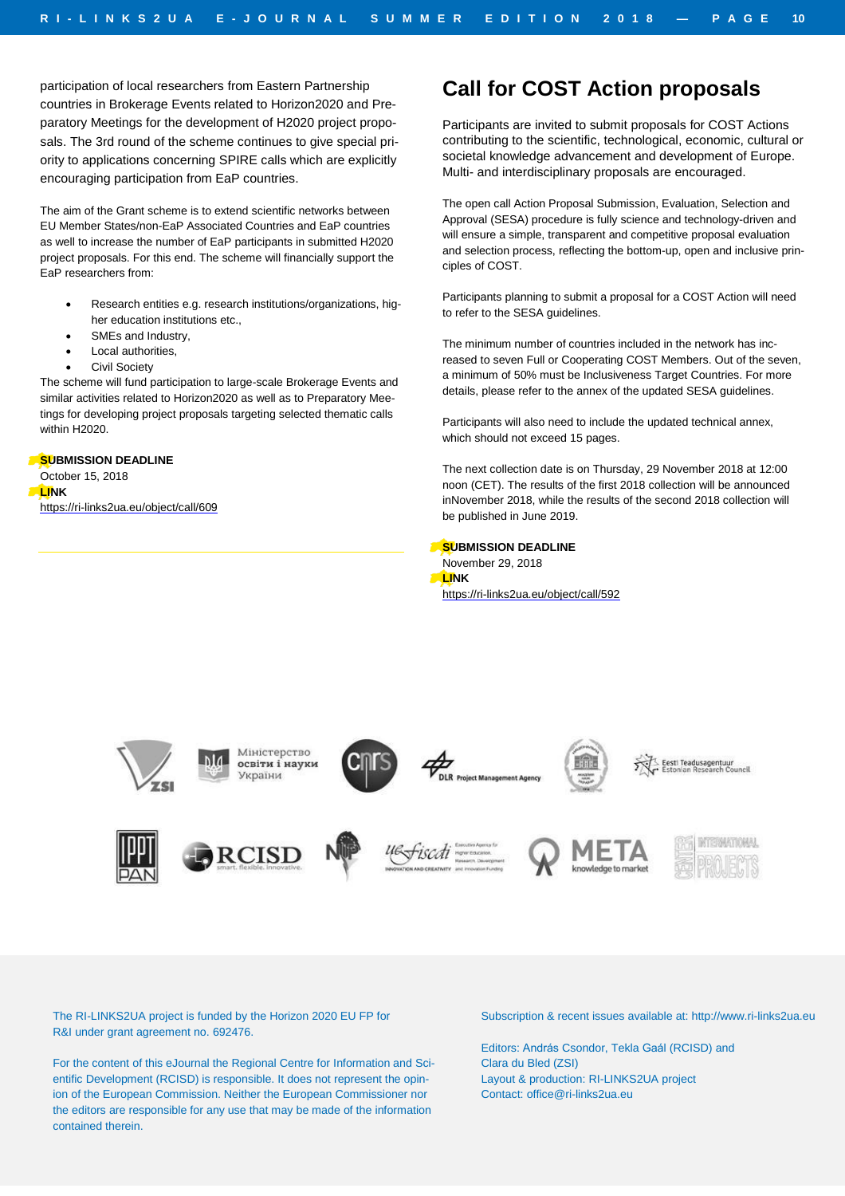participation of local researchers from Eastern Partnership countries in Brokerage Events related to Horizon2020 and Preparatory Meetings for the development of H2020 project proposals. The 3rd round of the scheme continues to give special priority to applications concerning SPIRE calls which are explicitly encouraging participation from EaP countries.

The aim of the Grant scheme is to extend scientific networks between EU Member States/non-EaP Associated Countries and EaP countries as well to increase the number of EaP participants in submitted H2020 project proposals. For this end. The scheme will financially support the EaP researchers from:

- Research entities e.g. research institutions/organizations, higher education institutions etc.,
- SMEs and Industry,
- Local authorities,
- Civil Society

The scheme will fund participation to large-scale Brokerage Events and similar activities related to Horizon2020 as well as to Preparatory Meetings for developing project proposals targeting selected thematic calls within H2020.

**SUBMISSION DEADLINE**
October 15, 2018
**LINK**
https://ri-links2ua.eu/object/call/609

## Call for COST Action proposals

Participants are invited to submit proposals for COST Actions contributing to the scientific, technological, economic, cultural or societal knowledge advancement and development of Europe. Multi- and interdisciplinary proposals are encouraged.

The open call Action Proposal Submission, Evaluation, Selection and Approval (SESA) procedure is fully science and technology-driven and will ensure a simple, transparent and competitive proposal evaluation and selection process, reflecting the bottom-up, open and inclusive principles of COST.

Participants planning to submit a proposal for a COST Action will need to refer to the SESA guidelines.

The minimum number of countries included in the network has increased to seven Full or Cooperating COST Members. Out of the seven, a minimum of 50% must be Inclusiveness Target Countries. For more details, please refer to the annex of the updated SESA guidelines.

Participants will also need to include the updated technical annex, which should not exceed 15 pages.

The next collection date is on Thursday, 29 November 2018 at 12:00 noon (CET). The results of the first 2018 collection will be announced inNovember 2018, while the results of the second 2018 collection will be published in June 2019.

**SUBMISSION DEADLINE**
November 29, 2018
**LINK**
https://ri-links2ua.eu/object/call/592

The RI-LINKS2UA project is funded by the Horizon 2020 EU FP for R&I under grant agreement no. 692476.

For the content of this eJournal the Regional Centre for Information and Scientific Development (RCISD) is responsible. It does not represent the opinion of the European Commission. Neither the European Commissioner nor the editors are responsible for any use that may be made of the information contained therein.

Subscription & recent issues available at: http://www.ri-links2ua.eu

Editors: András Csondor, Tekla Gaál (RCISD) and Clara du Bled (ZSI)
Layout & production: RI-LINKS2UA project
Contact: office@ri-links2ua.eu